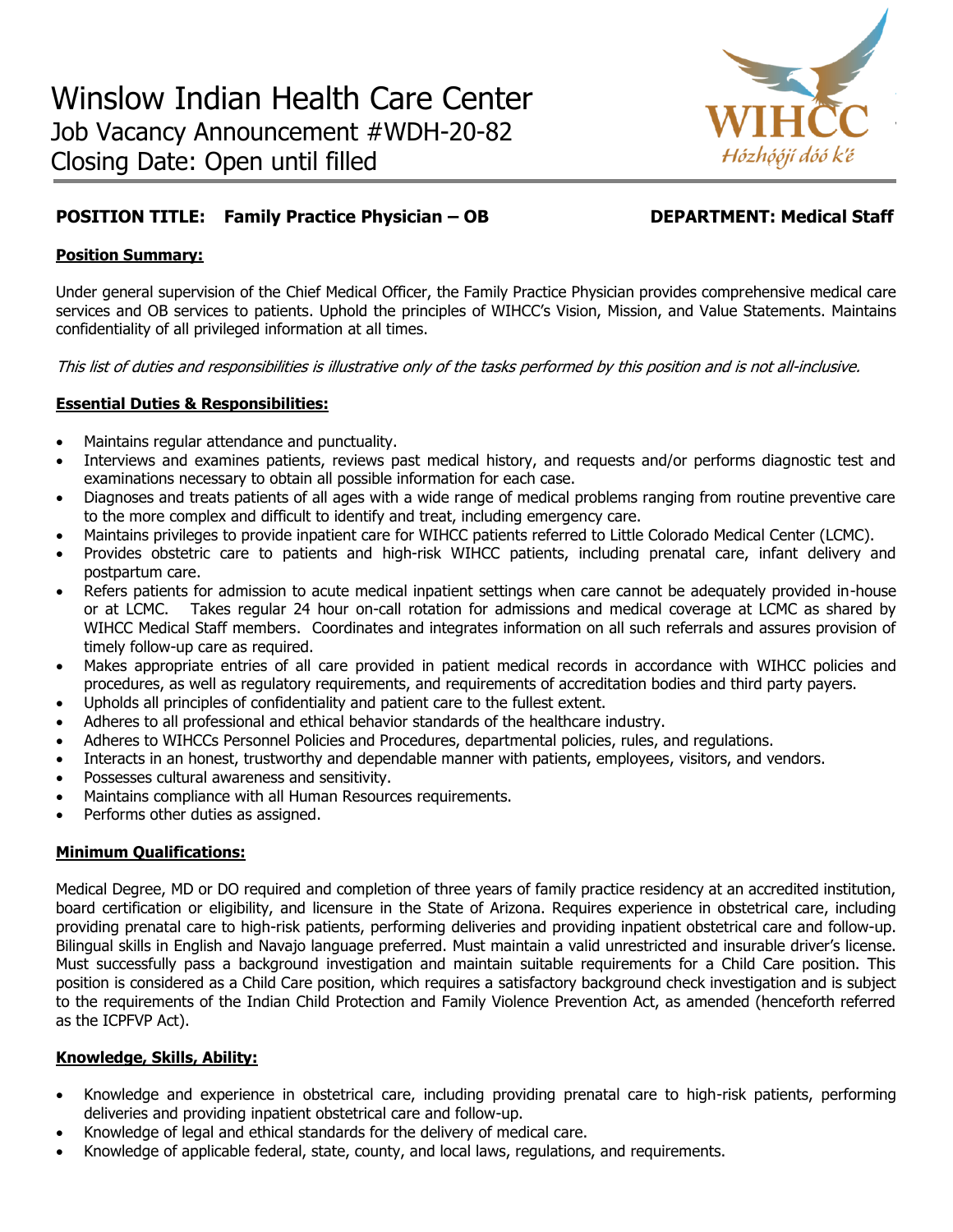# Winslow Indian Health Care Center

## Job Vacancy Announcement #WDH-20-82

## Closing Date: Open until filled

WIHCC
Hózhǫ́ǫ́jí dóó k'é

**POSITION TITLE: Family Practice Physician – OB** **DEPARTMENT: Medical Staff**

**Position Summary:**

Under general supervision of the Chief Medical Officer, the Family Practice Physician provides comprehensive medical care services and OB services to patients. Uphold the principles of WIHCC's Vision, Mission, and Value Statements. Maintains confidentiality of all privileged information at all times.

*This list of duties and responsibilities is illustrative only of the tasks performed by this position and is not all-inclusive.*

**Essential Duties & Responsibilities:**

- Maintains regular attendance and punctuality.
- Interviews and examines patients, reviews past medical history, and requests and/or performs diagnostic test and examinations necessary to obtain all possible information for each case.
- Diagnoses and treats patients of all ages with a wide range of medical problems ranging from routine preventive care to the more complex and difficult to identify and treat, including emergency care.
- Maintains privileges to provide inpatient care for WIHCC patients referred to Little Colorado Medical Center (LCMC).
- Provides obstetric care to patients and high-risk WIHCC patients, including prenatal care, infant delivery and postpartum care.
- Refers patients for admission to acute medical inpatient settings when care cannot be adequately provided in-house or at LCMC. Takes regular 24 hour on-call rotation for admissions and medical coverage at LCMC as shared by WIHCC Medical Staff members. Coordinates and integrates information on all such referrals and assures provision of timely follow-up care as required.
- Makes appropriate entries of all care provided in patient medical records in accordance with WIHCC policies and procedures, as well as regulatory requirements, and requirements of accreditation bodies and third party payers.
- Upholds all principles of confidentiality and patient care to the fullest extent.
- Adheres to all professional and ethical behavior standards of the healthcare industry.
- Adheres to WIHCCs Personnel Policies and Procedures, departmental policies, rules, and regulations.
- Interacts in an honest, trustworthy and dependable manner with patients, employees, visitors, and vendors.
- Possesses cultural awareness and sensitivity.
- Maintains compliance with all Human Resources requirements.
- Performs other duties as assigned.

**Minimum Qualifications:**

Medical Degree, MD or DO required and completion of three years of family practice residency at an accredited institution, board certification or eligibility, and licensure in the State of Arizona. Requires experience in obstetrical care, including providing prenatal care to high-risk patients, performing deliveries and providing inpatient obstetrical care and follow-up. Bilingual skills in English and Navajo language preferred. Must maintain a valid unrestricted and insurable driver's license. Must successfully pass a background investigation and maintain suitable requirements for a Child Care position. This position is considered as a Child Care position, which requires a satisfactory background check investigation and is subject to the requirements of the Indian Child Protection and Family Violence Prevention Act, as amended (henceforth referred as the ICPFVP Act).

**Knowledge, Skills, Ability:**

- Knowledge and experience in obstetrical care, including providing prenatal care to high-risk patients, performing deliveries and providing inpatient obstetrical care and follow-up.
- Knowledge of legal and ethical standards for the delivery of medical care.
- Knowledge of applicable federal, state, county, and local laws, regulations, and requirements.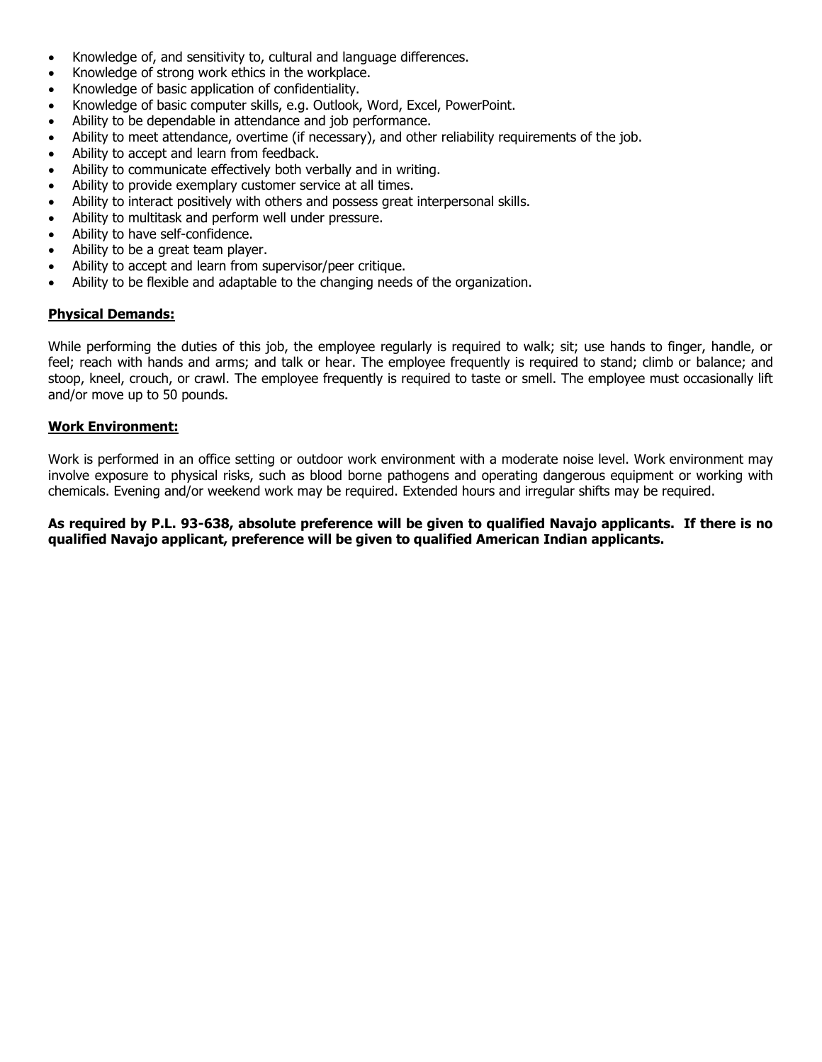- Knowledge of, and sensitivity to, cultural and language differences.
- Knowledge of strong work ethics in the workplace.
- Knowledge of basic application of confidentiality.
- Knowledge of basic computer skills, e.g. Outlook, Word, Excel, PowerPoint.
- Ability to be dependable in attendance and job performance.
- Ability to meet attendance, overtime (if necessary), and other reliability requirements of the job.
- Ability to accept and learn from feedback.
- Ability to communicate effectively both verbally and in writing.
- Ability to provide exemplary customer service at all times.
- Ability to interact positively with others and possess great interpersonal skills.
- Ability to multitask and perform well under pressure.
- Ability to have self-confidence.
- Ability to be a great team player.
- Ability to accept and learn from supervisor/peer critique.
- Ability to be flexible and adaptable to the changing needs of the organization.

**Physical Demands:**

While performing the duties of this job, the employee regularly is required to walk; sit; use hands to finger, handle, or feel; reach with hands and arms; and talk or hear. The employee frequently is required to stand; climb or balance; and stoop, kneel, crouch, or crawl. The employee frequently is required to taste or smell. The employee must occasionally lift and/or move up to 50 pounds.

**Work Environment:**

Work is performed in an office setting or outdoor work environment with a moderate noise level. Work environment may involve exposure to physical risks, such as blood borne pathogens and operating dangerous equipment or working with chemicals. Evening and/or weekend work may be required. Extended hours and irregular shifts may be required.

**As required by P.L. 93-638, absolute preference will be given to qualified Navajo applicants. If there is no qualified Navajo applicant, preference will be given to qualified American Indian applicants.**